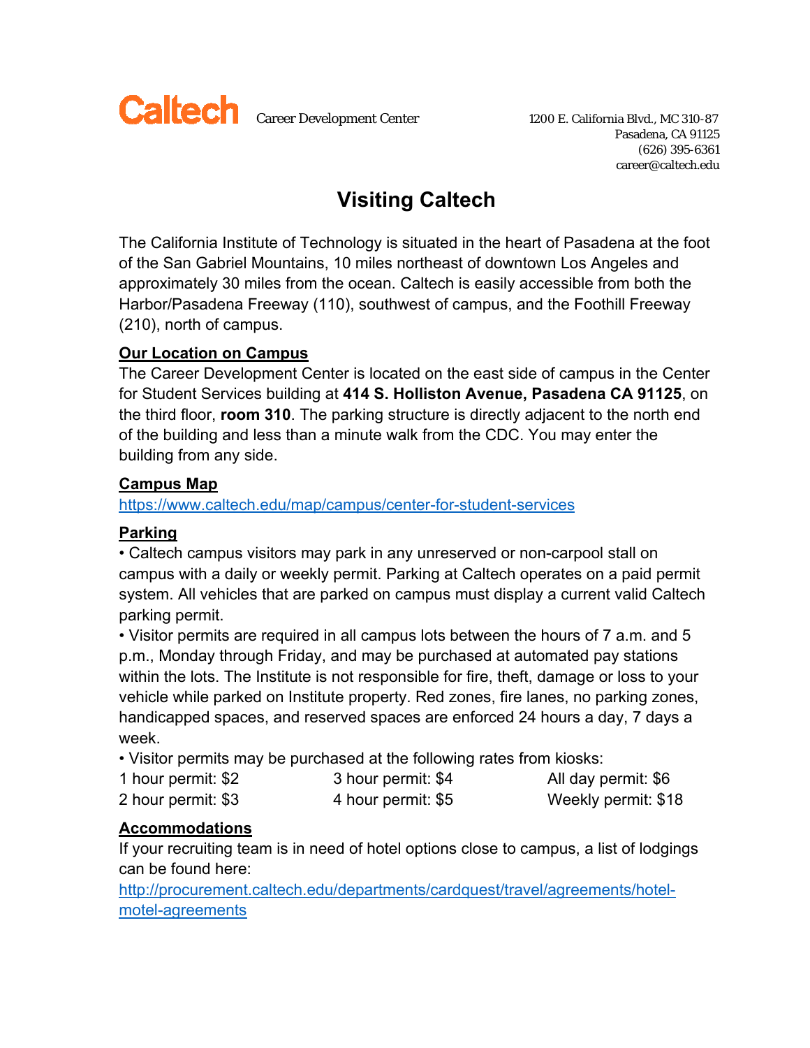**Caltech** Career Development Center

1200 E. California Blvd., MC 310-87
Pasadena, CA 91125
(626) 395-6361
career@caltech.edu

# Visiting Caltech

The California Institute of Technology is situated in the heart of Pasadena at the foot of the San Gabriel Mountains, 10 miles northeast of downtown Los Angeles and approximately 30 miles from the ocean. Caltech is easily accessible from both the Harbor/Pasadena Freeway (110), southwest of campus, and the Foothill Freeway (210), north of campus.

## Our Location on Campus

The Career Development Center is located on the east side of campus in the Center for Student Services building at **414 S. Holliston Avenue, Pasadena CA 91125**, on the third floor, **room 310**. The parking structure is directly adjacent to the north end of the building and less than a minute walk from the CDC. You may enter the building from any side.

## Campus Map

https://www.caltech.edu/map/campus/center-for-student-services

## Parking

- Caltech campus visitors may park in any unreserved or non-carpool stall on campus with a daily or weekly permit. Parking at Caltech operates on a paid permit system. All vehicles that are parked on campus must display a current valid Caltech parking permit.
- Visitor permits are required in all campus lots between the hours of 7 a.m. and 5 p.m., Monday through Friday, and may be purchased at automated pay stations within the lots. The Institute is not responsible for fire, theft, damage or loss to your vehicle while parked on Institute property. Red zones, fire lanes, no parking zones, handicapped spaces, and reserved spaces are enforced 24 hours a day, 7 days a week.
- Visitor permits may be purchased at the following rates from kiosks:

| | | |
|---|---|---|
| 1 hour permit: $2 | 3 hour permit: $4 | All day permit: $6 |
| 2 hour permit: $3 | 4 hour permit: $5 | Weekly permit: $18 |

## Accommodations

If your recruiting team is in need of hotel options close to campus, a list of lodgings can be found here:
http://procurement.caltech.edu/departments/cardquest/travel/agreements/hotel-motel-agreements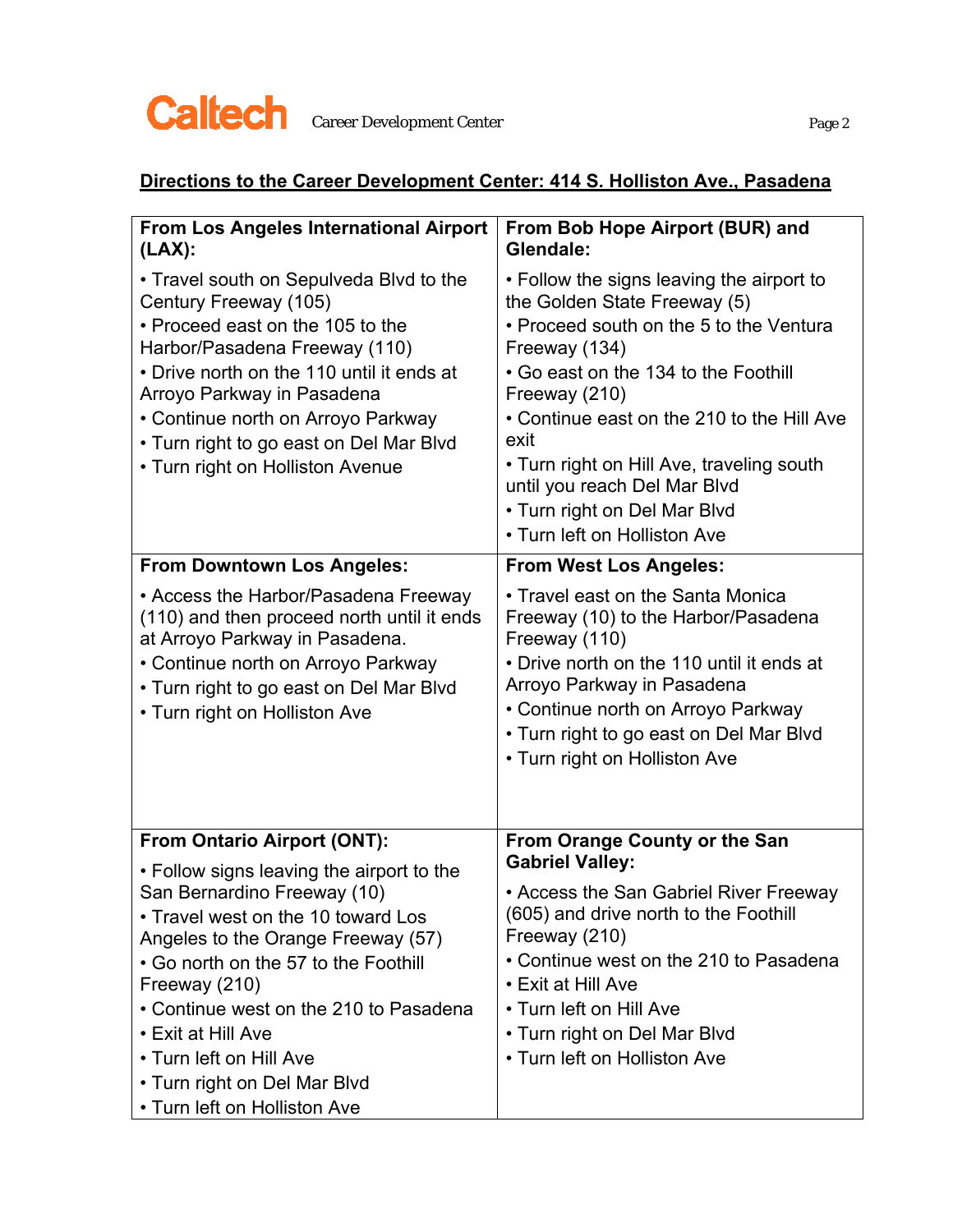## Directions to the Career Development Center: 414 S. Holliston Ave., Pasadena

**From Los Angeles International Airport (LAX):**

- Travel south on Sepulveda Blvd to the Century Freeway (105)
- Proceed east on the 105 to the Harbor/Pasadena Freeway (110)
- Drive north on the 110 until it ends at Arroyo Parkway in Pasadena
- Continue north on Arroyo Parkway
- Turn right to go east on Del Mar Blvd
- Turn right on Holliston Avenue

**From Bob Hope Airport (BUR) and Glendale:**

- Follow the signs leaving the airport to the Golden State Freeway (5)
- Proceed south on the 5 to the Ventura Freeway (134)
- Go east on the 134 to the Foothill Freeway (210)
- Continue east on the 210 to the Hill Ave exit
- Turn right on Hill Ave, traveling south until you reach Del Mar Blvd
- Turn right on Del Mar Blvd
- Turn left on Holliston Ave

**From Downtown Los Angeles:**

- Access the Harbor/Pasadena Freeway (110) and then proceed north until it ends at Arroyo Parkway in Pasadena.
- Continue north on Arroyo Parkway
- Turn right to go east on Del Mar Blvd
- Turn right on Holliston Ave

**From West Los Angeles:**

- Travel east on the Santa Monica Freeway (10) to the Harbor/Pasadena Freeway (110)
- Drive north on the 110 until it ends at Arroyo Parkway in Pasadena
- Continue north on Arroyo Parkway
- Turn right to go east on Del Mar Blvd
- Turn right on Holliston Ave

**From Ontario Airport (ONT):**

- Follow signs leaving the airport to the San Bernardino Freeway (10)
- Travel west on the 10 toward Los Angeles to the Orange Freeway (57)
- Go north on the 57 to the Foothill Freeway (210)
- Continue west on the 210 to Pasadena
- Exit at Hill Ave
- Turn left on Hill Ave
- Turn right on Del Mar Blvd
- Turn left on Holliston Ave

**From Orange County or the San Gabriel Valley:**

- Access the San Gabriel River Freeway (605) and drive north to the Foothill Freeway (210)
- Continue west on the 210 to Pasadena
- Exit at Hill Ave
- Turn left on Hill Ave
- Turn right on Del Mar Blvd
- Turn left on Holliston Ave